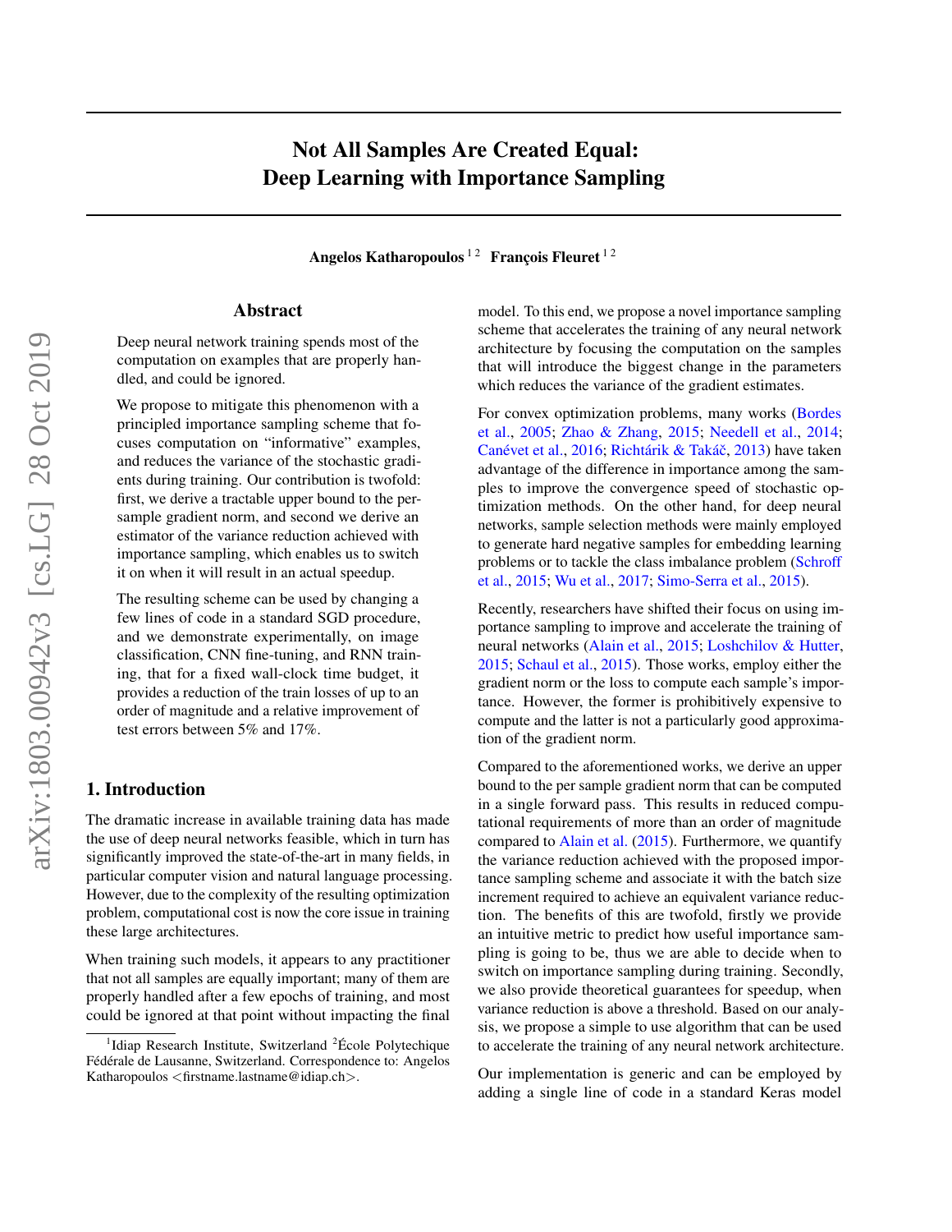# Not All Samples Are Created Equal: Deep Learning with Importance Sampling

**Angelos Katharopoulos** [1 2] **François Fleuret** [1 2]

## Abstract

Deep neural network training spends most of the computation on examples that are properly handled, and could be ignored.

We propose to mitigate this phenomenon with a principled importance sampling scheme that focuses computation on "informative" examples, and reduces the variance of the stochastic gradients during training. Our contribution is twofold: first, we derive a tractable upper bound to the per-sample gradient norm, and second we derive an estimator of the variance reduction achieved with importance sampling, which enables us to switch it on when it will result in an actual speedup.

The resulting scheme can be used by changing a few lines of code in a standard SGD procedure, and we demonstrate experimentally, on image classification, CNN fine-tuning, and RNN training, that for a fixed wall-clock time budget, it provides a reduction of the train losses of up to an order of magnitude and a relative improvement of test errors between 5% and 17%.

## 1. Introduction

The dramatic increase in available training data has made the use of deep neural networks feasible, which in turn has significantly improved the state-of-the-art in many fields, in particular computer vision and natural language processing. However, due to the complexity of the resulting optimization problem, computational cost is now the core issue in training these large architectures.

When training such models, it appears to any practitioner that not all samples are equally important; many of them are properly handled after a few epochs of training, and most could be ignored at that point without impacting the final model. To this end, we propose a novel importance sampling scheme that accelerates the training of any neural network architecture by focusing the computation on the samples that will introduce the biggest change in the parameters which reduces the variance of the gradient estimates.

For convex optimization problems, many works (Bordes et al., 2005; Zhao & Zhang, 2015; Needell et al., 2014; Canévet et al., 2016; Richtárik & Takáč, 2013) have taken advantage of the difference in importance among the samples to improve the convergence speed of stochastic optimization methods. On the other hand, for deep neural networks, sample selection methods were mainly employed to generate hard negative samples for embedding learning problems or to tackle the class imbalance problem (Schroff et al., 2015; Wu et al., 2017; Simo-Serra et al., 2015).

Recently, researchers have shifted their focus on using importance sampling to improve and accelerate the training of neural networks (Alain et al., 2015; Loshchilov & Hutter, 2015; Schaul et al., 2015). Those works, employ either the gradient norm or the loss to compute each sample's importance. However, the former is prohibitively expensive to compute and the latter is not a particularly good approximation of the gradient norm.

Compared to the aforementioned works, we derive an upper bound to the per sample gradient norm that can be computed in a single forward pass. This results in reduced computational requirements of more than an order of magnitude compared to Alain et al. (2015). Furthermore, we quantify the variance reduction achieved with the proposed importance sampling scheme and associate it with the batch size increment required to achieve an equivalent variance reduction. The benefits of this are twofold, firstly we provide an intuitive metric to predict how useful importance sampling is going to be, thus we are able to decide when to switch on importance sampling during training. Secondly, we also provide theoretical guarantees for speedup, when variance reduction is above a threshold. Based on our analysis, we propose a simple to use algorithm that can be used to accelerate the training of any neural network architecture.

Our implementation is generic and can be employed by adding a single line of code in a standard Keras model

[1] Idiap Research Institute, Switzerland [2] École Polytechique Fédérale de Lausanne, Switzerland. Correspondence to: Angelos Katharopoulos <firstname.lastname@idiap.ch>.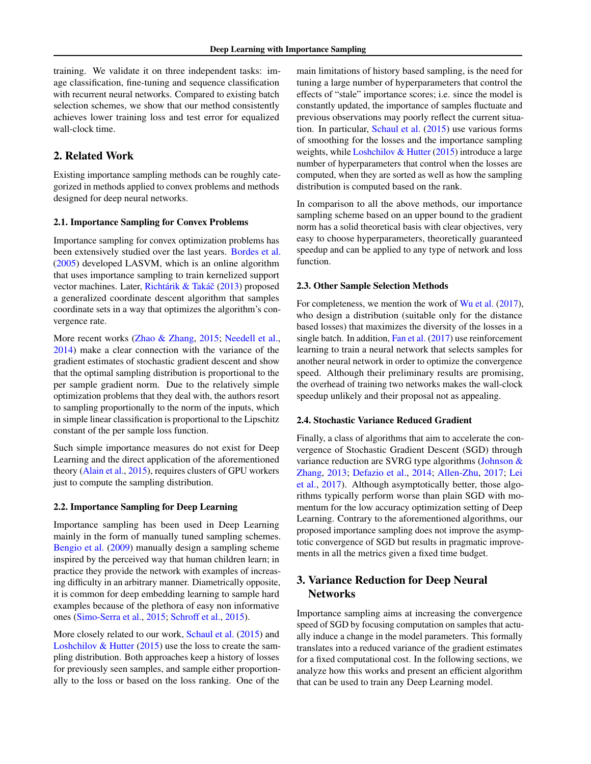training. We validate it on three independent tasks: image classification, fine-tuning and sequence classification with recurrent neural networks. Compared to existing batch selection schemes, we show that our method consistently achieves lower training loss and test error for equalized wall-clock time.

## 2. Related Work

Existing importance sampling methods can be roughly categorized in methods applied to convex problems and methods designed for deep neural networks.

### 2.1. Importance Sampling for Convex Problems

Importance sampling for convex optimization problems has been extensively studied over the last years. Bordes et al. (2005) developed LASVM, which is an online algorithm that uses importance sampling to train kernelized support vector machines. Later, Richtárik & Takáč (2013) proposed a generalized coordinate descent algorithm that samples coordinate sets in a way that optimizes the algorithm's convergence rate.

More recent works (Zhao & Zhang, 2015; Needell et al., 2014) make a clear connection with the variance of the gradient estimates of stochastic gradient descent and show that the optimal sampling distribution is proportional to the per sample gradient norm. Due to the relatively simple optimization problems that they deal with, the authors resort to sampling proportionally to the norm of the inputs, which in simple linear classification is proportional to the Lipschitz constant of the per sample loss function.

Such simple importance measures do not exist for Deep Learning and the direct application of the aforementioned theory (Alain et al., 2015), requires clusters of GPU workers just to compute the sampling distribution.

### 2.2. Importance Sampling for Deep Learning

Importance sampling has been used in Deep Learning mainly in the form of manually tuned sampling schemes. Bengio et al. (2009) manually design a sampling scheme inspired by the perceived way that human children learn; in practice they provide the network with examples of increasing difficulty in an arbitrary manner. Diametrically opposite, it is common for deep embedding learning to sample hard examples because of the plethora of easy non informative ones (Simo-Serra et al., 2015; Schroff et al., 2015).

More closely related to our work, Schaul et al. (2015) and Loshchilov & Hutter (2015) use the loss to create the sampling distribution. Both approaches keep a history of losses for previously seen samples, and sample either proportionally to the loss or based on the loss ranking. One of the main limitations of history based sampling, is the need for tuning a large number of hyperparameters that control the effects of "stale" importance scores; i.e. since the model is constantly updated, the importance of samples fluctuate and previous observations may poorly reflect the current situation. In particular, Schaul et al. (2015) use various forms of smoothing for the losses and the importance sampling weights, while Loshchilov & Hutter (2015) introduce a large number of hyperparameters that control when the losses are computed, when they are sorted as well as how the sampling distribution is computed based on the rank.

In comparison to all the above methods, our importance sampling scheme based on an upper bound to the gradient norm has a solid theoretical basis with clear objectives, very easy to choose hyperparameters, theoretically guaranteed speedup and can be applied to any type of network and loss function.

### 2.3. Other Sample Selection Methods

For completeness, we mention the work of Wu et al. (2017), who design a distribution (suitable only for the distance based losses) that maximizes the diversity of the losses in a single batch. In addition, Fan et al. (2017) use reinforcement learning to train a neural network that selects samples for another neural network in order to optimize the convergence speed. Although their preliminary results are promising, the overhead of training two networks makes the wall-clock speedup unlikely and their proposal not as appealing.

### 2.4. Stochastic Variance Reduced Gradient

Finally, a class of algorithms that aim to accelerate the convergence of Stochastic Gradient Descent (SGD) through variance reduction are SVRG type algorithms (Johnson & Zhang, 2013; Defazio et al., 2014; Allen-Zhu, 2017; Lei et al., 2017). Although asymptotically better, those algorithms typically perform worse than plain SGD with momentum for the low accuracy optimization setting of Deep Learning. Contrary to the aforementioned algorithms, our proposed importance sampling does not improve the asymptotic convergence of SGD but results in pragmatic improvements in all the metrics given a fixed time budget.

## 3. Variance Reduction for Deep Neural Networks

Importance sampling aims at increasing the convergence speed of SGD by focusing computation on samples that actually induce a change in the model parameters. This formally translates into a reduced variance of the gradient estimates for a fixed computational cost. In the following sections, we analyze how this works and present an efficient algorithm that can be used to train any Deep Learning model.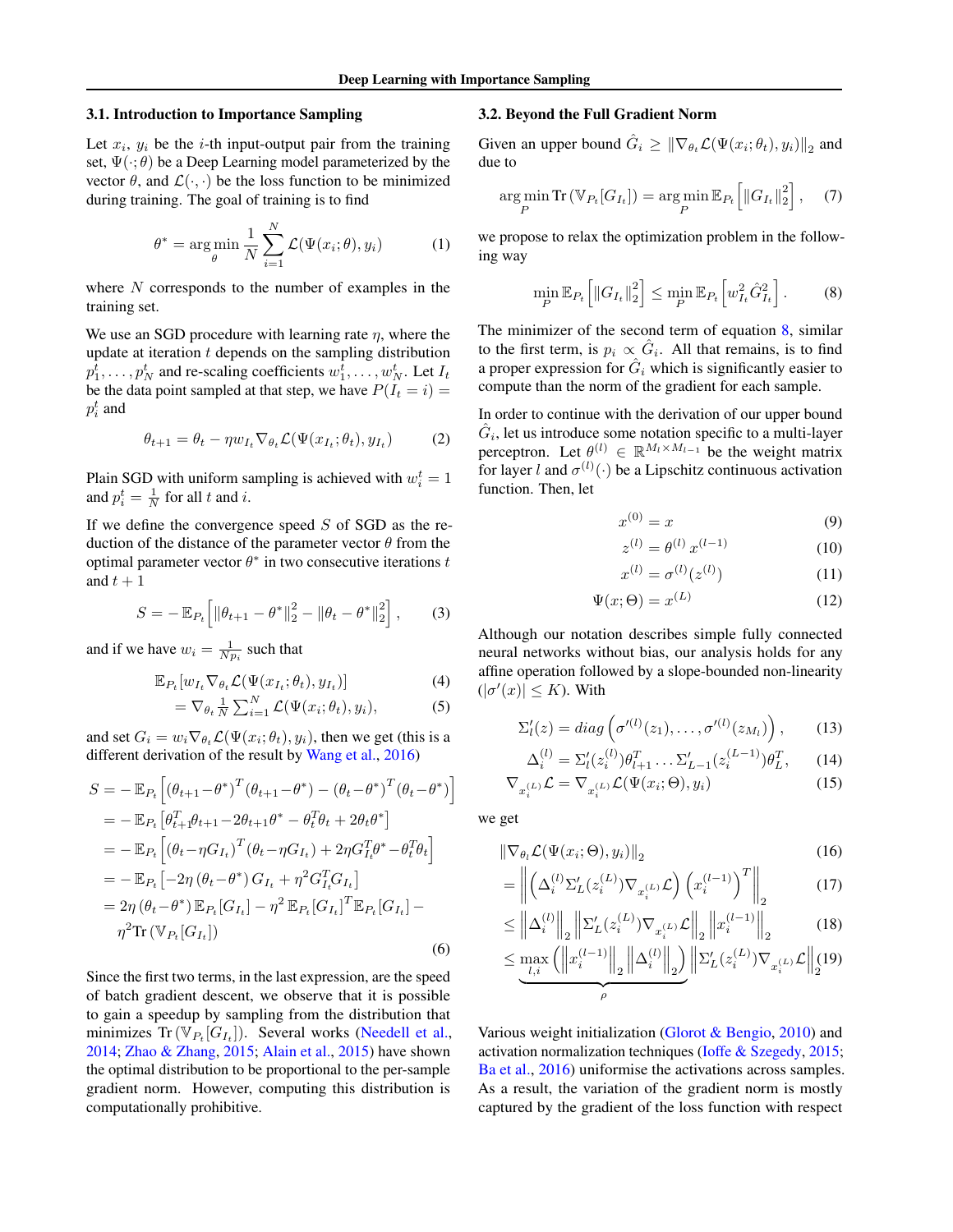### 3.1. Introduction to Importance Sampling

Let $x_i$, $y_i$ be the $i$-th input-output pair from the training set, $\Psi(\cdot;\theta)$ be a Deep Learning model parameterized by the vector $\theta$, and $\mathcal{L}(\cdot,\cdot)$ be the loss function to be minimized during training. The goal of training is to find

$$\theta^* = \arg\min_\theta \frac{1}{N}\sum_{i=1}^N \mathcal{L}(\Psi(x_i;\theta), y_i) \tag{1}$$

where $N$ corresponds to the number of examples in the training set.

We use an SGD procedure with learning rate $\eta$, where the update at iteration $t$ depends on the sampling distribution $p_1^t, \ldots, p_N^t$ and re-scaling coefficients $w_1^t, \ldots, w_N^t$. Let $I_t$ be the data point sampled at that step, we have $P(I_t = i) = p_i^t$ and

$$\theta_{t+1} = \theta_t - \eta w_{I_t} \nabla_{\theta_t} \mathcal{L}(\Psi(x_{I_t};\theta_t), y_{I_t}) \tag{2}$$

Plain SGD with uniform sampling is achieved with $w_i^t = 1$ and $p_i^t = \frac{1}{N}$ for all $t$ and $i$.

If we define the convergence speed $S$ of SGD as the reduction of the distance of the parameter vector $\theta$ from the optimal parameter vector $\theta^*$ in two consecutive iterations $t$ and $t+1$

$$S = -\mathbb{E}_{P_t}\left[\|\theta_{t+1} - \theta^*\|_2^2 - \|\theta_t - \theta^*\|_2^2\right], \tag{3}$$

and if we have $w_i = \frac{1}{Np_i}$ such that

$$\mathbb{E}_{P_t}[w_{I_t}\nabla_{\theta_t}\mathcal{L}(\Psi(x_{I_t};\theta_t), y_{I_t})] \tag{4}$$

$$= \nabla_{\theta_t} \tfrac{1}{N}\textstyle\sum_{i=1}^N \mathcal{L}(\Psi(x_i;\theta_t), y_i), \tag{5}$$

and set $G_i = w_i \nabla_{\theta_t}\mathcal{L}(\Psi(x_i;\theta_t), y_i)$, then we get (this is a different derivation of the result by Wang et al., 2016)

$$\begin{aligned}
S &= -\mathbb{E}_{P_t}\left[(\theta_{t+1}-\theta^*)^T(\theta_{t+1}-\theta^*) - (\theta_t-\theta^*)^T(\theta_t-\theta^*)\right] \\
&= -\mathbb{E}_{P_t}\left[\theta_{t+1}^T\theta_{t+1} - 2\theta_{t+1}\theta^* - \theta_t^T\theta_t + 2\theta_t\theta^*\right] \\
&= -\mathbb{E}_{P_t}\left[(\theta_t - \eta G_{I_t})^T(\theta_t - \eta G_{I_t}) + 2\eta G_{I_t}^T\theta^* - \theta_t^T\theta_t\right] \\
&= -\mathbb{E}_{P_t}\left[-2\eta\,(\theta_t - \theta^*)\,G_{I_t} + \eta^2 G_{I_t}^T G_{I_t}\right] \\
&= 2\eta\,(\theta_t-\theta^*)\,\mathbb{E}_{P_t}[G_{I_t}] - \eta^2\,\mathbb{E}_{P_t}[G_{I_t}]^T\mathbb{E}_{P_t}[G_{I_t}] - \\
&\quad \eta^2 \mathrm{Tr}\left(\mathbb{V}_{P_t}[G_{I_t}]\right)
\end{aligned} \tag{6}$$

Since the first two terms, in the last expression, are the speed of batch gradient descent, we observe that it is possible to gain a speedup by sampling from the distribution that minimizes $\mathrm{Tr}\left(\mathbb{V}_{P_t}[G_{I_t}]\right)$. Several works (Needell et al., 2014; Zhao & Zhang, 2015; Alain et al., 2015) have shown the optimal distribution to be proportional to the per-sample gradient norm. However, computing this distribution is computationally prohibitive.

### 3.2. Beyond the Full Gradient Norm

Given an upper bound $\hat{G}_i \geq \|\nabla_{\theta_t}\mathcal{L}(\Psi(x_i;\theta_t), y_i)\|_2$ and due to

$$\arg\min_P \mathrm{Tr}\left(\mathbb{V}_{P_t}[G_{I_t}]\right) = \arg\min_P \mathbb{E}_{P_t}\left[\|G_{I_t}\|_2^2\right], \tag{7}$$

we propose to relax the optimization problem in the following way

$$\min_P \mathbb{E}_{P_t}\left[\|G_{I_t}\|_2^2\right] \leq \min_P \mathbb{E}_{P_t}\left[w_{I_t}^2 \hat{G}_{I_t}^2\right]. \tag{8}$$

The minimizer of the second term of equation 8, similar to the first term, is $p_i \propto \hat{G}_i$. All that remains, is to find a proper expression for $\hat{G}_i$ which is significantly easier to compute than the norm of the gradient for each sample.

In order to continue with the derivation of our upper bound $\hat{G}_i$, let us introduce some notation specific to a multi-layer perceptron. Let $\theta^{(l)} \in \mathbb{R}^{M_l \times M_{l-1}}$ be the weight matrix for layer $l$ and $\sigma^{(l)}(\cdot)$ be a Lipschitz continuous activation function. Then, let

$$x^{(0)} = x \tag{9}$$

$$z^{(l)} = \theta^{(l)}\,x^{(l-1)} \tag{10}$$

$$x^{(l)} = \sigma^{(l)}(z^{(l)}) \tag{11}$$

$$\Psi(x;\Theta) = x^{(L)} \tag{12}$$

Although our notation describes simple fully connected neural networks without bias, our analysis holds for any affine operation followed by a slope-bounded non-linearity ($|\sigma'(x)| \leq K$). With

$$\Sigma_l'(z) = diag\left(\sigma'^{(l)}(z_1), \ldots, \sigma'^{(l)}(z_{M_l})\right), \tag{13}$$

$$\Delta_i^{(l)} = \Sigma_l'(z_i^{(l)})\theta_{l+1}^T \ldots \Sigma_{L-1}'(z_i^{(L-1)})\theta_L^T, \tag{14}$$

$$\nabla_{x_i^{(L)}}\mathcal{L} = \nabla_{x_i^{(L)}}\mathcal{L}(\Psi(x_i;\Theta), y_i) \tag{15}$$

we get

$$\|\nabla_{\theta_l}\mathcal{L}(\Psi(x_i;\Theta), y_i)\|_2 \tag{16}$$

$$= \left\|\left(\Delta_i^{(l)}\Sigma_L'(z_i^{(L)})\nabla_{x_i^{(L)}}\mathcal{L}\right)\left(x_i^{(l-1)}\right)^T\right\|_2 \tag{17}$$

$$\leq \left\|\Delta_i^{(l)}\right\|_2 \left\|\Sigma_L'(z_i^{(L)})\nabla_{x_i^{(L)}}\mathcal{L}\right\|_2 \left\|x_i^{(l-1)}\right\|_2 \tag{18}$$

$$\leq \underbrace{\max_{l,i}\left(\left\|x_i^{(l-1)}\right\|_2 \left\|\Delta_i^{(l)}\right\|_2\right)}_{\rho} \left\|\Sigma_L'(z_i^{(L)})\nabla_{x_i^{(L)}}\mathcal{L}\right\|_2 \tag{19}$$

Various weight initialization (Glorot & Bengio, 2010) and activation normalization techniques (Ioffe & Szegedy, 2015; Ba et al., 2016) uniformise the activations across samples. As a result, the variation of the gradient norm is mostly captured by the gradient of the loss function with respect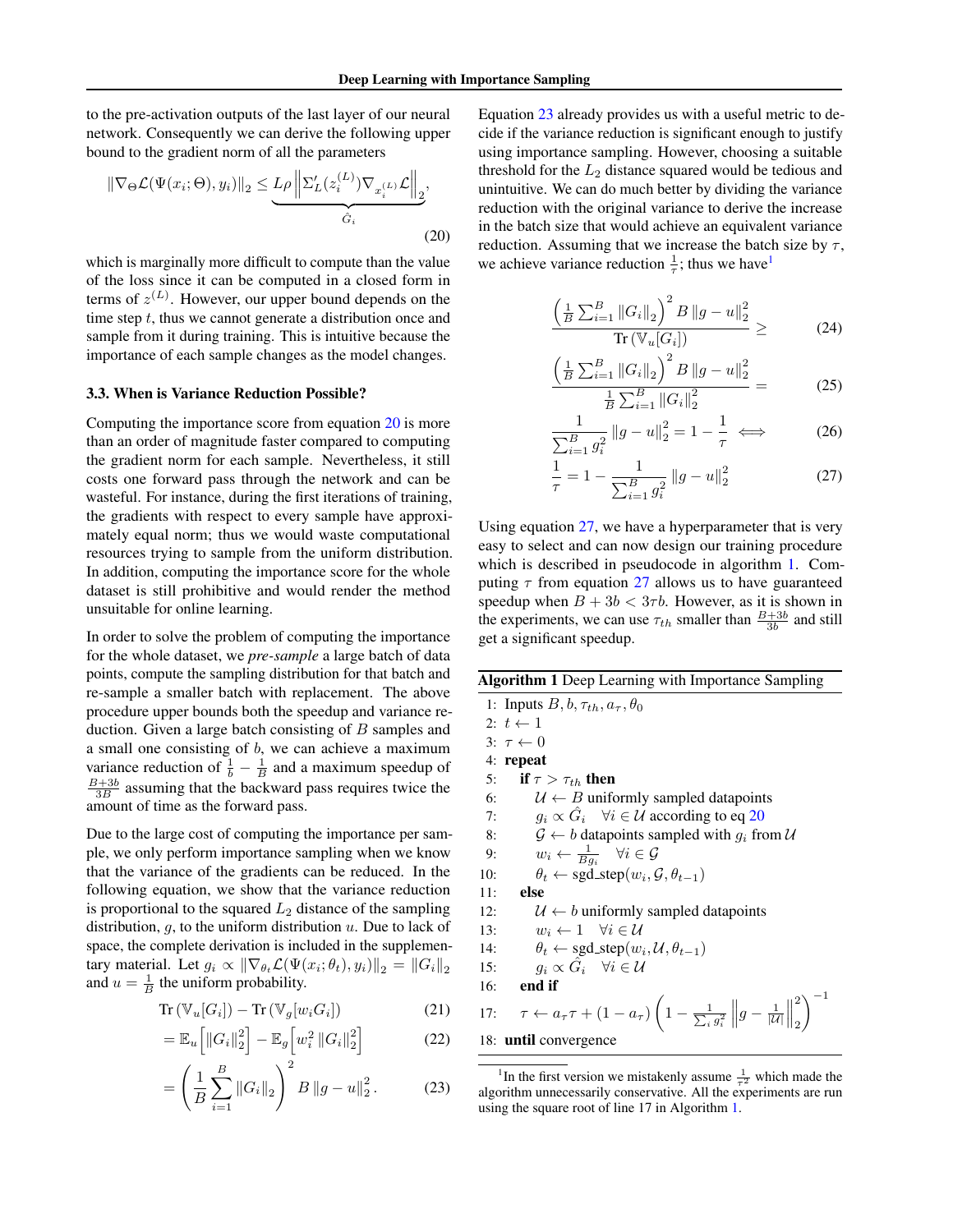to the pre-activation outputs of the last layer of our neural network. Consequently we can derive the following upper bound to the gradient norm of all the parameters

$$\|\nabla_{\Theta}\mathcal{L}(\Psi(x_i;\Theta),y_i)\|_2 \leq \underbrace{L\rho \left\|\Sigma_L'(z_i^{(L)})\nabla_{x_i^{(L)}}\mathcal{L}\right\|_2}_{\hat{G}_i}, \tag{20}$$

which is marginally more difficult to compute than the value of the loss since it can be computed in a closed form in terms of $z^{(L)}$. However, our upper bound depends on the time step $t$, thus we cannot generate a distribution once and sample from it during training. This is intuitive because the importance of each sample changes as the model changes.

### 3.3. When is Variance Reduction Possible?

Computing the importance score from equation 20 is more than an order of magnitude faster compared to computing the gradient norm for each sample. Nevertheless, it still costs one forward pass through the network and can be wasteful. For instance, during the first iterations of training, the gradients with respect to every sample have approximately equal norm; thus we would waste computational resources trying to sample from the uniform distribution. In addition, computing the importance score for the whole dataset is still prohibitive and would render the method unsuitable for online learning.

In order to solve the problem of computing the importance for the whole dataset, we *pre-sample* a large batch of data points, compute the sampling distribution for that batch and re-sample a smaller batch with replacement. The above procedure upper bounds both the speedup and variance reduction. Given a large batch consisting of $B$ samples and a small one consisting of $b$, we can achieve a maximum variance reduction of $\frac{1}{b} - \frac{1}{B}$ and a maximum speedup of $\frac{B+3b}{3B}$ assuming that the backward pass requires twice the amount of time as the forward pass.

Due to the large cost of computing the importance per sample, we only perform importance sampling when we know that the variance of the gradients can be reduced. In the following equation, we show that the variance reduction is proportional to the squared $L_2$ distance of the sampling distribution, $g$, to the uniform distribution $u$. Due to lack of space, the complete derivation is included in the supplementary material. Let $g_i \propto \|\nabla_{\theta_t}\mathcal{L}(\Psi(x_i;\theta_t),y_i)\|_2 = \|G_i\|_2$ and $u = \frac{1}{B}$ the uniform probability.

$$\operatorname{Tr}\left(\mathbb{V}_u[G_i]\right) - \operatorname{Tr}\left(\mathbb{V}_g[w_i G_i]\right) \tag{21}$$

$$= \mathbb{E}_u\left[\|G_i\|_2^2\right] - \mathbb{E}_g\left[w_i^2\|G_i\|_2^2\right] \tag{22}$$

$$= \left(\frac{1}{B}\sum_{i=1}^{B}\|G_i\|_2\right)^2 B\,\|g-u\|_2^2. \tag{23}$$

Equation 23 already provides us with a useful metric to decide if the variance reduction is significant enough to justify using importance sampling. However, choosing a suitable threshold for the $L_2$ distance squared would be tedious and unintuitive. We can do much better by dividing the variance reduction with the original variance to derive the increase in the batch size that would achieve an equivalent variance reduction. Assuming that we increase the batch size by $\tau$, we achieve variance reduction $\frac{1}{\tau}$; thus we have[1]

$$\frac{\left(\frac{1}{B}\sum_{i=1}^{B}\|G_i\|_2\right)^2 B\,\|g-u\|_2^2}{\operatorname{Tr}\left(\mathbb{V}_u[G_i]\right)} \geq \tag{24}$$

$$\frac{\left(\frac{1}{B}\sum_{i=1}^{B}\|G_i\|_2\right)^2 B\,\|g-u\|_2^2}{\frac{1}{B}\sum_{i=1}^{B}\|G_i\|_2^2} = \tag{25}$$

$$\frac{1}{\sum_{i=1}^{B} g_i^2}\|g-u\|_2^2 = 1 - \frac{1}{\tau} \iff \tag{26}$$

$$\frac{1}{\tau} = 1 - \frac{1}{\sum_{i=1}^{B} g_i^2}\|g-u\|_2^2 \tag{27}$$

Using equation 27, we have a hyperparameter that is very easy to select and can now design our training procedure which is described in pseudocode in algorithm 1. Computing $\tau$ from equation 27 allows us to have guaranteed speedup when $B + 3b < 3\tau b$. However, as it is shown in the experiments, we can use $\tau_{th}$ smaller than $\frac{B+3b}{3b}$ and still get a significant speedup.

**Algorithm 1** Deep Learning with Importance Sampling

```
1:  Inputs B, b, τ_th, a_τ, θ_0
2:  t ← 1
3:  τ ← 0
4:  repeat
5:      if τ > τ_th then
6:          U ← B uniformly sampled datapoints
7:          g_i ∝ Ĝ_i   ∀i ∈ U according to eq 20
8:          G ← b datapoints sampled with g_i from U
9:          w_i ← 1/(B g_i)   ∀i ∈ G
10:         θ_t ← sgd_step(w_i, G, θ_{t-1})
11:     else
12:         U ← b uniformly sampled datapoints
13:         w_i ← 1   ∀i ∈ U
14:         θ_t ← sgd_step(w_i, U, θ_{t-1})
15:         g_i ∝ Ĝ_i   ∀i ∈ U
16:     end if
17:     τ ← a_τ τ + (1 − a_τ) (1 − (1/Σ_i g_i²) ‖g − 1/|U|‖₂²)^(−1)
18: until convergence
```

Line 17: $\tau \leftarrow a_\tau \tau + (1-a_\tau)\left(1 - \frac{1}{\sum_i g_i^2}\left\|g - \frac{1}{|\mathcal{U}|}\right\|_2^2\right)^{-1}$

[1] In the first version we mistakenly assume $\frac{1}{\tau^2}$ which made the algorithm unnecessarily conservative. All the experiments are run using the square root of line 17 in Algorithm 1.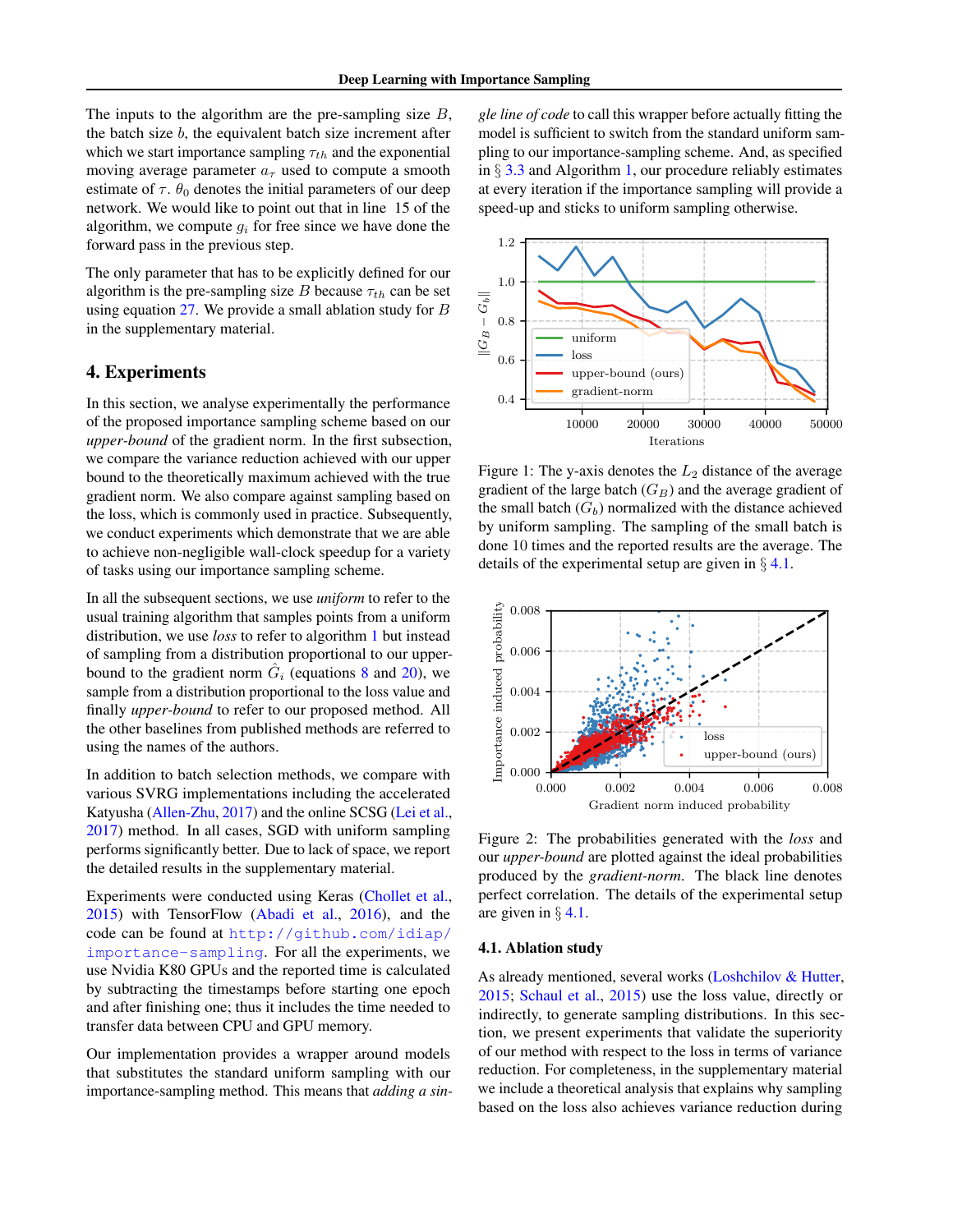The inputs to the algorithm are the pre-sampling size $B$, the batch size $b$, the equivalent batch size increment after which we start importance sampling $\tau_{th}$ and the exponential moving average parameter $a_\tau$ used to compute a smooth estimate of $\tau$. $\theta_0$ denotes the initial parameters of our deep network. We would like to point out that in line 15 of the algorithm, we compute $g_i$ for free since we have done the forward pass in the previous step.

The only parameter that has to be explicitly defined for our algorithm is the pre-sampling size $B$ because $\tau_{th}$ can be set using equation 27. We provide a small ablation study for $B$ in the supplementary material.

## 4. Experiments

In this section, we analyse experimentally the performance of the proposed importance sampling scheme based on our *upper-bound* of the gradient norm. In the first subsection, we compare the variance reduction achieved with our upper bound to the theoretically maximum achieved with the true gradient norm. We also compare against sampling based on the loss, which is commonly used in practice. Subsequently, we conduct experiments which demonstrate that we are able to achieve non-negligible wall-clock speedup for a variety of tasks using our importance sampling scheme.

In all the subsequent sections, we use *uniform* to refer to the usual training algorithm that samples points from a uniform distribution, we use *loss* to refer to algorithm 1 but instead of sampling from a distribution proportional to our upper-bound to the gradient norm $\hat{G}_i$ (equations 8 and 20), we sample from a distribution proportional to the loss value and finally *upper-bound* to refer to our proposed method. All the other baselines from published methods are referred to using the names of the authors.

In addition to batch selection methods, we compare with various SVRG implementations including the accelerated Katyusha (Allen-Zhu, 2017) and the online SCSG (Lei et al., 2017) method. In all cases, SGD with uniform sampling performs significantly better. Due to lack of space, we report the detailed results in the supplementary material.

Experiments were conducted using Keras (Chollet et al., 2015) with TensorFlow (Abadi et al., 2016), and the code can be found at http://github.com/idiap/importance-sampling. For all the experiments, we use Nvidia K80 GPUs and the reported time is calculated by subtracting the timestamps before starting one epoch and after finishing one; thus it includes the time needed to transfer data between CPU and GPU memory.

Our implementation provides a wrapper around models that substitutes the standard uniform sampling with our importance-sampling method. This means that *adding a single line of code* to call this wrapper before actually fitting the model is sufficient to switch from the standard uniform sampling to our importance-sampling scheme. And, as specified in § 3.3 and Algorithm 1, our procedure reliably estimates at every iteration if the importance sampling will provide a speed-up and sticks to uniform sampling otherwise.

Figure 1: The y-axis denotes the $L_2$ distance of the average gradient of the large batch ($G_B$) and the average gradient of the small batch ($G_b$) normalized with the distance achieved by uniform sampling. The sampling of the small batch is done 10 times and the reported results are the average. The details of the experimental setup are given in § 4.1.

Figure 2: The probabilities generated with the *loss* and our *upper-bound* are plotted against the ideal probabilities produced by the *gradient-norm*. The black line denotes perfect correlation. The details of the experimental setup are given in § 4.1.

### 4.1. Ablation study

As already mentioned, several works (Loshchilov & Hutter, 2015; Schaul et al., 2015) use the loss value, directly or indirectly, to generate sampling distributions. In this section, we present experiments that validate the superiority of our method with respect to the loss in terms of variance reduction. For completeness, in the supplementary material we include a theoretical analysis that explains why sampling based on the loss also achieves variance reduction during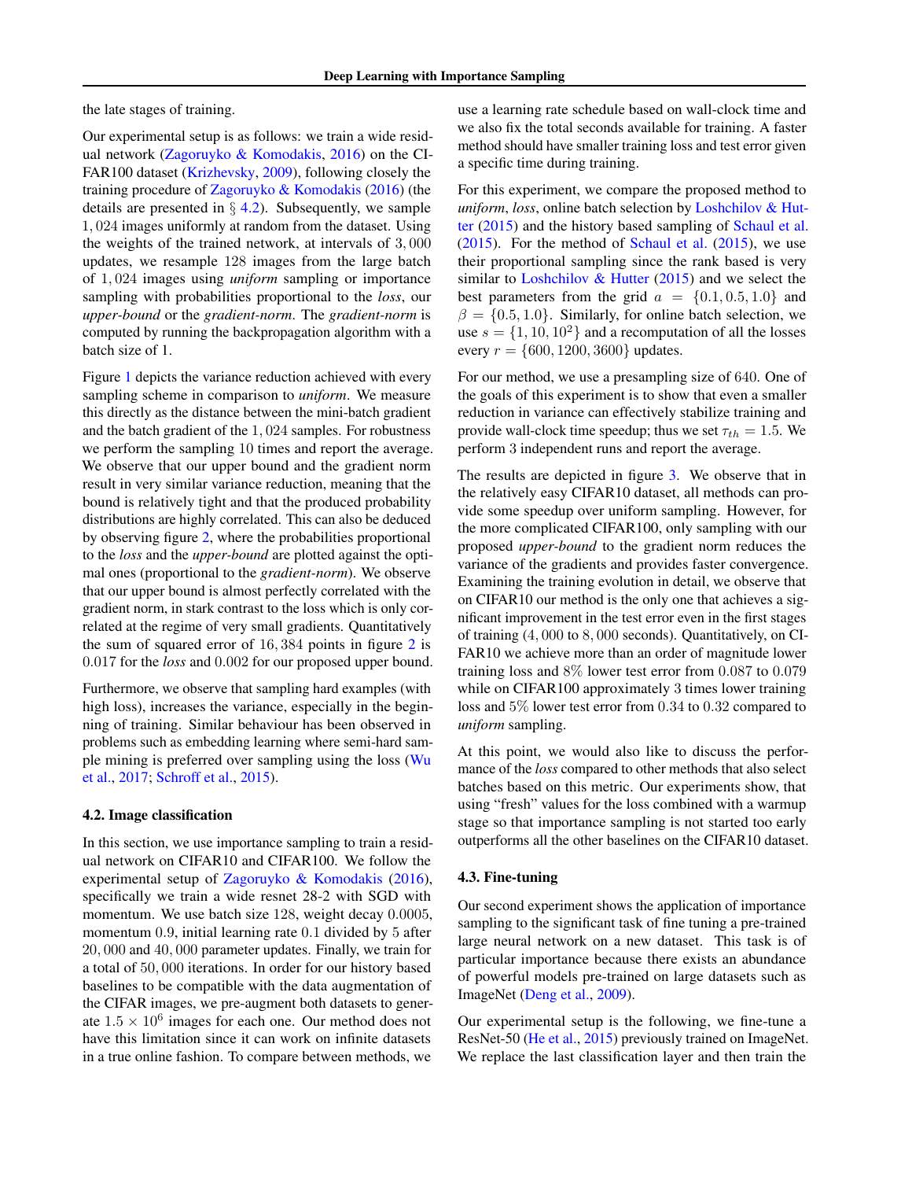the late stages of training.

Our experimental setup is as follows: we train a wide residual network (Zagoruyko & Komodakis, 2016) on the CIFAR100 dataset (Krizhevsky, 2009), following closely the training procedure of Zagoruyko & Komodakis (2016) (the details are presented in § 4.2). Subsequently, we sample $1,024$ images uniformly at random from the dataset. Using the weights of the trained network, at intervals of $3,000$ updates, we resample $128$ images from the large batch of $1,024$ images using *uniform* sampling or importance sampling with probabilities proportional to the *loss*, our *upper-bound* or the *gradient-norm*. The *gradient-norm* is computed by running the backpropagation algorithm with a batch size of 1.

Figure 1 depicts the variance reduction achieved with every sampling scheme in comparison to *uniform*. We measure this directly as the distance between the mini-batch gradient and the batch gradient of the $1,024$ samples. For robustness we perform the sampling 10 times and report the average. We observe that our upper bound and the gradient norm result in very similar variance reduction, meaning that the bound is relatively tight and that the produced probability distributions are highly correlated. This can also be deduced by observing figure 2, where the probabilities proportional to the *loss* and the *upper-bound* are plotted against the optimal ones (proportional to the *gradient-norm*). We observe that our upper bound is almost perfectly correlated with the gradient norm, in stark contrast to the loss which is only correlated at the regime of very small gradients. Quantitatively the sum of squared error of $16,384$ points in figure 2 is $0.017$ for the *loss* and $0.002$ for our proposed upper bound.

Furthermore, we observe that sampling hard examples (with high loss), increases the variance, especially in the beginning of training. Similar behaviour has been observed in problems such as embedding learning where semi-hard sample mining is preferred over sampling using the loss (Wu et al., 2017; Schroff et al., 2015).

### 4.2. Image classification

In this section, we use importance sampling to train a residual network on CIFAR10 and CIFAR100. We follow the experimental setup of Zagoruyko & Komodakis (2016), specifically we train a wide resnet 28-2 with SGD with momentum. We use batch size 128, weight decay 0.0005, momentum 0.9, initial learning rate 0.1 divided by 5 after $20,000$ and $40,000$ parameter updates. Finally, we train for a total of $50,000$ iterations. In order for our history based baselines to be compatible with the data augmentation of the CIFAR images, we pre-augment both datasets to generate $1.5 \times 10^6$ images for each one. Our method does not have this limitation since it can work on infinite datasets in a true online fashion. To compare between methods, we use a learning rate schedule based on wall-clock time and we also fix the total seconds available for training. A faster method should have smaller training loss and test error given a specific time during training.

For this experiment, we compare the proposed method to *uniform*, *loss*, online batch selection by Loshchilov & Hutter (2015) and the history based sampling of Schaul et al. (2015). For the method of Schaul et al. (2015), we use their proportional sampling since the rank based is very similar to Loshchilov & Hutter (2015) and we select the best parameters from the grid $a = \{0.1, 0.5, 1.0\}$ and $\beta = \{0.5, 1.0\}$. Similarly, for online batch selection, we use $s = \{1, 10, 10^2\}$ and a recomputation of all the losses every $r = \{600, 1200, 3600\}$ updates.

For our method, we use a presampling size of 640. One of the goals of this experiment is to show that even a smaller reduction in variance can effectively stabilize training and provide wall-clock time speedup; thus we set $\tau_{th} = 1.5$. We perform 3 independent runs and report the average.

The results are depicted in figure 3. We observe that in the relatively easy CIFAR10 dataset, all methods can provide some speedup over uniform sampling. However, for the more complicated CIFAR100, only sampling with our proposed *upper-bound* to the gradient norm reduces the variance of the gradients and provides faster convergence. Examining the training evolution in detail, we observe that on CIFAR10 our method is the only one that achieves a significant improvement in the test error even in the first stages of training ($4,000$ to $8,000$ seconds). Quantitatively, on CIFAR10 we achieve more than an order of magnitude lower training loss and 8% lower test error from $0.087$ to $0.079$ while on CIFAR100 approximately 3 times lower training loss and 5% lower test error from $0.34$ to $0.32$ compared to *uniform* sampling.

At this point, we would also like to discuss the performance of the *loss* compared to other methods that also select batches based on this metric. Our experiments show, that using "fresh" values for the loss combined with a warmup stage so that importance sampling is not started too early outperforms all the other baselines on the CIFAR10 dataset.

### 4.3. Fine-tuning

Our second experiment shows the application of importance sampling to the significant task of fine tuning a pre-trained large neural network on a new dataset. This task is of particular importance because there exists an abundance of powerful models pre-trained on large datasets such as ImageNet (Deng et al., 2009).

Our experimental setup is the following, we fine-tune a ResNet-50 (He et al., 2015) previously trained on ImageNet. We replace the last classification layer and then train the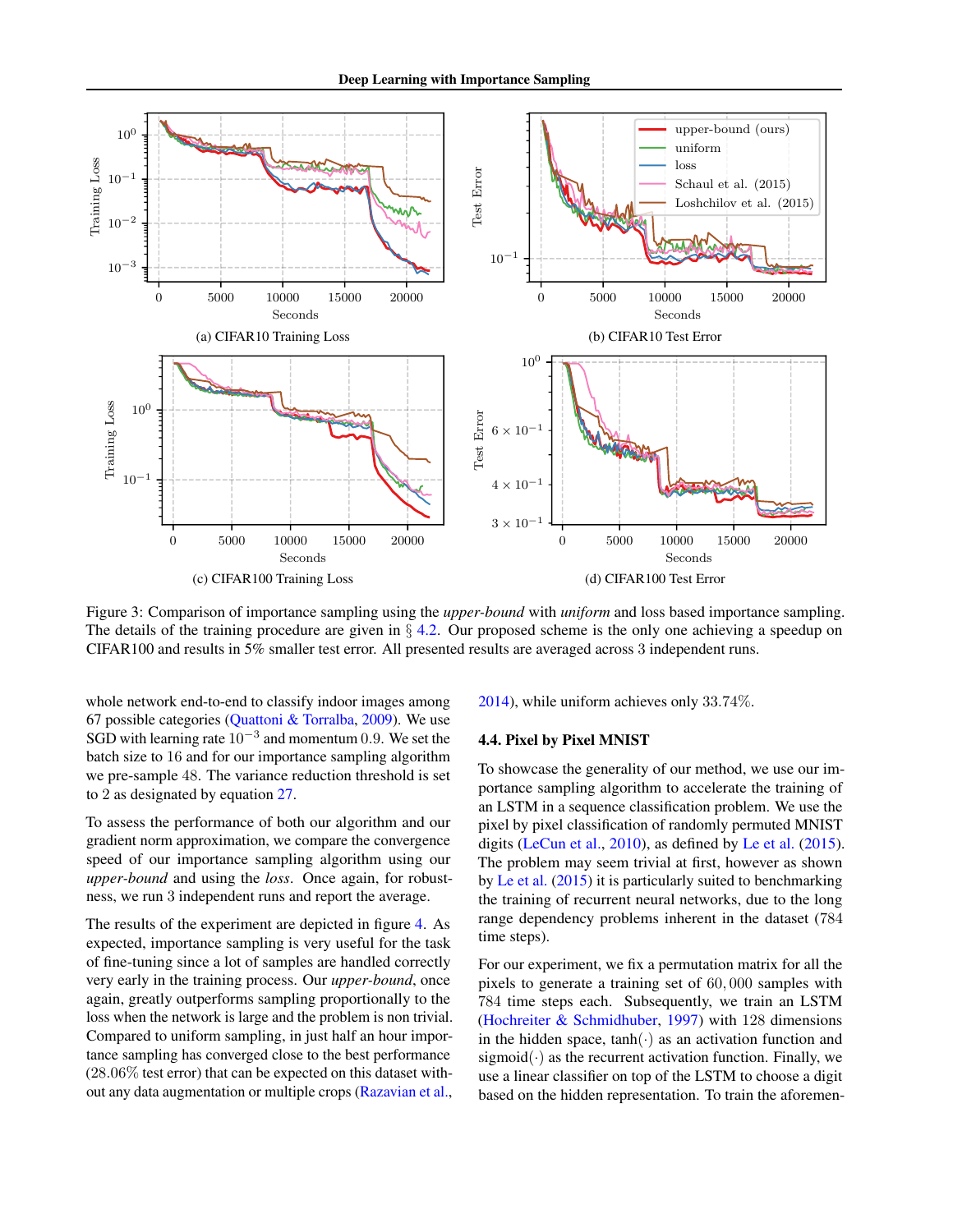Figure 3: Comparison of importance sampling using the *upper-bound* with *uniform* and loss based importance sampling. The details of the training procedure are given in § 4.2. Our proposed scheme is the only one achieving a speedup on CIFAR100 and results in 5% smaller test error. All presented results are averaged across 3 independent runs.

whole network end-to-end to classify indoor images among 67 possible categories (Quattoni & Torralba, 2009). We use SGD with learning rate $10^{-3}$ and momentum $0.9$. We set the batch size to 16 and for our importance sampling algorithm we pre-sample 48. The variance reduction threshold is set to 2 as designated by equation 27.

To assess the performance of both our algorithm and our gradient norm approximation, we compare the convergence speed of our importance sampling algorithm using our *upper-bound* and using the *loss*. Once again, for robustness, we run 3 independent runs and report the average.

The results of the experiment are depicted in figure 4. As expected, importance sampling is very useful for the task of fine-tuning since a lot of samples are handled correctly very early in the training process. Our *upper-bound*, once again, greatly outperforms sampling proportionally to the loss when the network is large and the problem is non trivial. Compared to uniform sampling, in just half an hour importance sampling has converged close to the best performance (28.06% test error) that can be expected on this dataset without any data augmentation or multiple crops (Razavian et al., 2014), while uniform achieves only 33.74%.

### 4.4. Pixel by Pixel MNIST

To showcase the generality of our method, we use our importance sampling algorithm to accelerate the training of an LSTM in a sequence classification problem. We use the pixel by pixel classification of randomly permuted MNIST digits (LeCun et al., 2010), as defined by Le et al. (2015). The problem may seem trivial at first, however as shown by Le et al. (2015) it is particularly suited to benchmarking the training of recurrent neural networks, due to the long range dependency problems inherent in the dataset (784 time steps).

For our experiment, we fix a permutation matrix for all the pixels to generate a training set of $60,000$ samples with $784$ time steps each. Subsequently, we train an LSTM (Hochreiter & Schmidhuber, 1997) with 128 dimensions in the hidden space, $\tanh(\cdot)$ as an activation function and $\text{sigmoid}(\cdot)$ as the recurrent activation function. Finally, we use a linear classifier on top of the LSTM to choose a digit based on the hidden representation. To train the aforemen-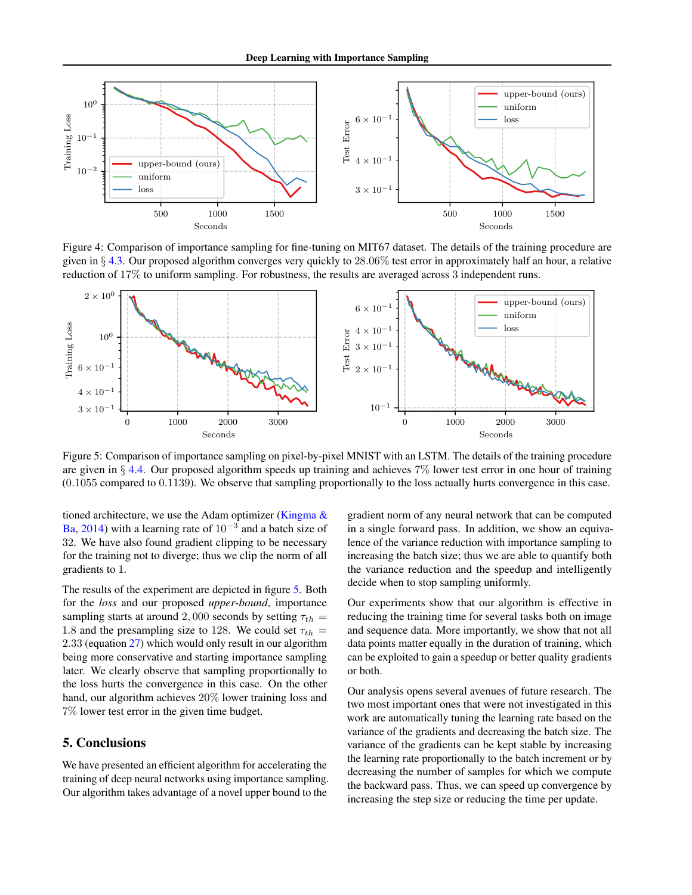Figure 4: Comparison of importance sampling for fine-tuning on MIT67 dataset. The details of the training procedure are given in § 4.3. Our proposed algorithm converges very quickly to 28.06% test error in approximately half an hour, a relative reduction of 17% to uniform sampling. For robustness, the results are averaged across 3 independent runs.

Figure 5: Comparison of importance sampling on pixel-by-pixel MNIST with an LSTM. The details of the training procedure are given in § 4.4. Our proposed algorithm speeds up training and achieves 7% lower test error in one hour of training (0.1055 compared to 0.1139). We observe that sampling proportionally to the loss actually hurts convergence in this case.

tioned architecture, we use the Adam optimizer (Kingma & Ba, 2014) with a learning rate of $10^{-3}$ and a batch size of 32. We have also found gradient clipping to be necessary for the training not to diverge; thus we clip the norm of all gradients to 1.

The results of the experiment are depicted in figure 5. Both for the *loss* and our proposed *upper-bound*, importance sampling starts at around 2,000 seconds by setting $\tau_{th} = 1.8$ and the presampling size to 128. We could set $\tau_{th} = 2.33$ (equation 27) which would only result in our algorithm being more conservative and starting importance sampling later. We clearly observe that sampling proportionally to the loss hurts the convergence in this case. On the other hand, our algorithm achieves 20% lower training loss and 7% lower test error in the given time budget.

## 5. Conclusions

We have presented an efficient algorithm for accelerating the training of deep neural networks using importance sampling. Our algorithm takes advantage of a novel upper bound to the gradient norm of any neural network that can be computed in a single forward pass. In addition, we show an equivalence of the variance reduction with importance sampling to increasing the batch size; thus we are able to quantify both the variance reduction and the speedup and intelligently decide when to stop sampling uniformly.

Our experiments show that our algorithm is effective in reducing the training time for several tasks both on image and sequence data. More importantly, we show that not all data points matter equally in the duration of training, which can be exploited to gain a speedup or better quality gradients or both.

Our analysis opens several avenues of future research. The two most important ones that were not investigated in this work are automatically tuning the learning rate based on the variance of the gradients and decreasing the batch size. The variance of the gradients can be kept stable by increasing the learning rate proportionally to the batch increment or by decreasing the number of samples for which we compute the backward pass. Thus, we can speed up convergence by increasing the step size or reducing the time per update.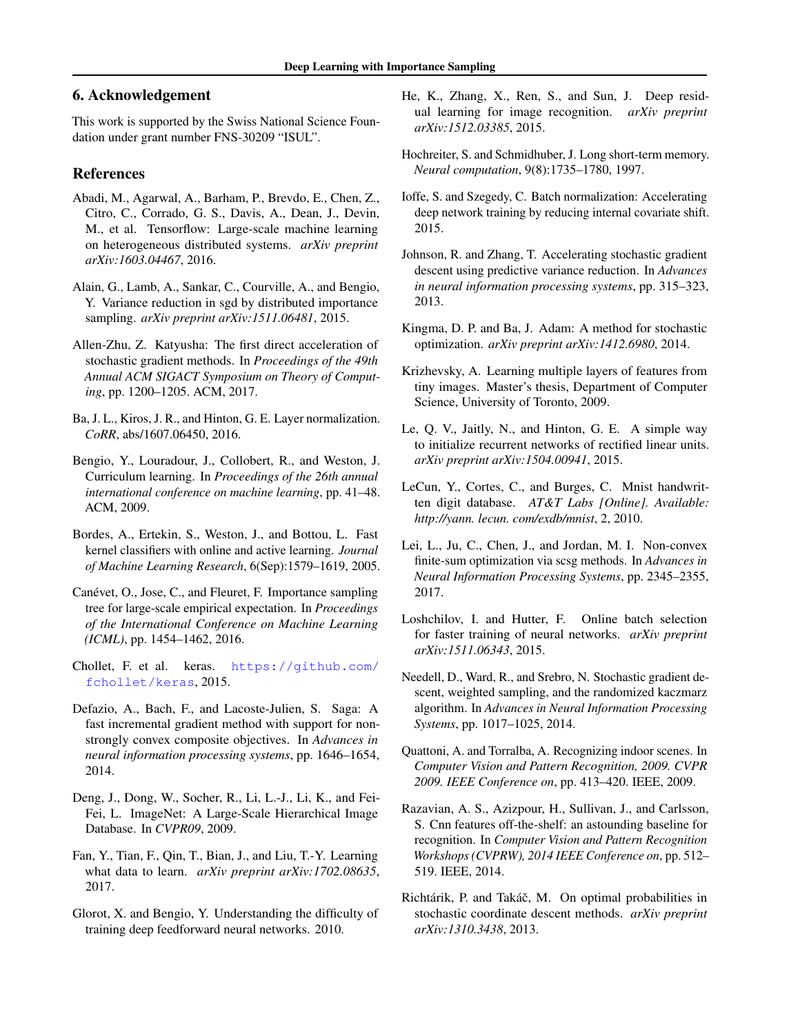## 6. Acknowledgement

This work is supported by the Swiss National Science Foundation under grant number FNS-30209 "ISUL".

## References

Abadi, M., Agarwal, A., Barham, P., Brevdo, E., Chen, Z., Citro, C., Corrado, G. S., Davis, A., Dean, J., Devin, M., et al. Tensorflow: Large-scale machine learning on heterogeneous distributed systems. *arXiv preprint arXiv:1603.04467*, 2016.

Alain, G., Lamb, A., Sankar, C., Courville, A., and Bengio, Y. Variance reduction in sgd by distributed importance sampling. *arXiv preprint arXiv:1511.06481*, 2015.

Allen-Zhu, Z. Katyusha: The first direct acceleration of stochastic gradient methods. In *Proceedings of the 49th Annual ACM SIGACT Symposium on Theory of Computing*, pp. 1200–1205. ACM, 2017.

Ba, J. L., Kiros, J. R., and Hinton, G. E. Layer normalization. *CoRR*, abs/1607.06450, 2016.

Bengio, Y., Louradour, J., Collobert, R., and Weston, J. Curriculum learning. In *Proceedings of the 26th annual international conference on machine learning*, pp. 41–48. ACM, 2009.

Bordes, A., Ertekin, S., Weston, J., and Bottou, L. Fast kernel classifiers with online and active learning. *Journal of Machine Learning Research*, 6(Sep):1579–1619, 2005.

Canévet, O., Jose, C., and Fleuret, F. Importance sampling tree for large-scale empirical expectation. In *Proceedings of the International Conference on Machine Learning (ICML)*, pp. 1454–1462, 2016.

Chollet, F. et al. keras. https://github.com/fchollet/keras, 2015.

Defazio, A., Bach, F., and Lacoste-Julien, S. Saga: A fast incremental gradient method with support for non-strongly convex composite objectives. In *Advances in neural information processing systems*, pp. 1646–1654, 2014.

Deng, J., Dong, W., Socher, R., Li, L.-J., Li, K., and Fei-Fei, L. ImageNet: A Large-Scale Hierarchical Image Database. In *CVPR09*, 2009.

Fan, Y., Tian, F., Qin, T., Bian, J., and Liu, T.-Y. Learning what data to learn. *arXiv preprint arXiv:1702.08635*, 2017.

Glorot, X. and Bengio, Y. Understanding the difficulty of training deep feedforward neural networks. 2010.

He, K., Zhang, X., Ren, S., and Sun, J. Deep residual learning for image recognition. *arXiv preprint arXiv:1512.03385*, 2015.

Hochreiter, S. and Schmidhuber, J. Long short-term memory. *Neural computation*, 9(8):1735–1780, 1997.

Ioffe, S. and Szegedy, C. Batch normalization: Accelerating deep network training by reducing internal covariate shift. 2015.

Johnson, R. and Zhang, T. Accelerating stochastic gradient descent using predictive variance reduction. In *Advances in neural information processing systems*, pp. 315–323, 2013.

Kingma, D. P. and Ba, J. Adam: A method for stochastic optimization. *arXiv preprint arXiv:1412.6980*, 2014.

Krizhevsky, A. Learning multiple layers of features from tiny images. Master's thesis, Department of Computer Science, University of Toronto, 2009.

Le, Q. V., Jaitly, N., and Hinton, G. E. A simple way to initialize recurrent networks of rectified linear units. *arXiv preprint arXiv:1504.00941*, 2015.

LeCun, Y., Cortes, C., and Burges, C. Mnist handwritten digit database. *AT&T Labs [Online]. Available: http://yann. lecun. com/exdb/mnist*, 2, 2010.

Lei, L., Ju, C., Chen, J., and Jordan, M. I. Non-convex finite-sum optimization via scsg methods. In *Advances in Neural Information Processing Systems*, pp. 2345–2355, 2017.

Loshchilov, I. and Hutter, F. Online batch selection for faster training of neural networks. *arXiv preprint arXiv:1511.06343*, 2015.

Needell, D., Ward, R., and Srebro, N. Stochastic gradient descent, weighted sampling, and the randomized kaczmarz algorithm. In *Advances in Neural Information Processing Systems*, pp. 1017–1025, 2014.

Quattoni, A. and Torralba, A. Recognizing indoor scenes. In *Computer Vision and Pattern Recognition, 2009. CVPR 2009. IEEE Conference on*, pp. 413–420. IEEE, 2009.

Razavian, A. S., Azizpour, H., Sullivan, J., and Carlsson, S. Cnn features off-the-shelf: an astounding baseline for recognition. In *Computer Vision and Pattern Recognition Workshops (CVPRW), 2014 IEEE Conference on*, pp. 512–519. IEEE, 2014.

Richtárik, P. and Takáč, M. On optimal probabilities in stochastic coordinate descent methods. *arXiv preprint arXiv:1310.3438*, 2013.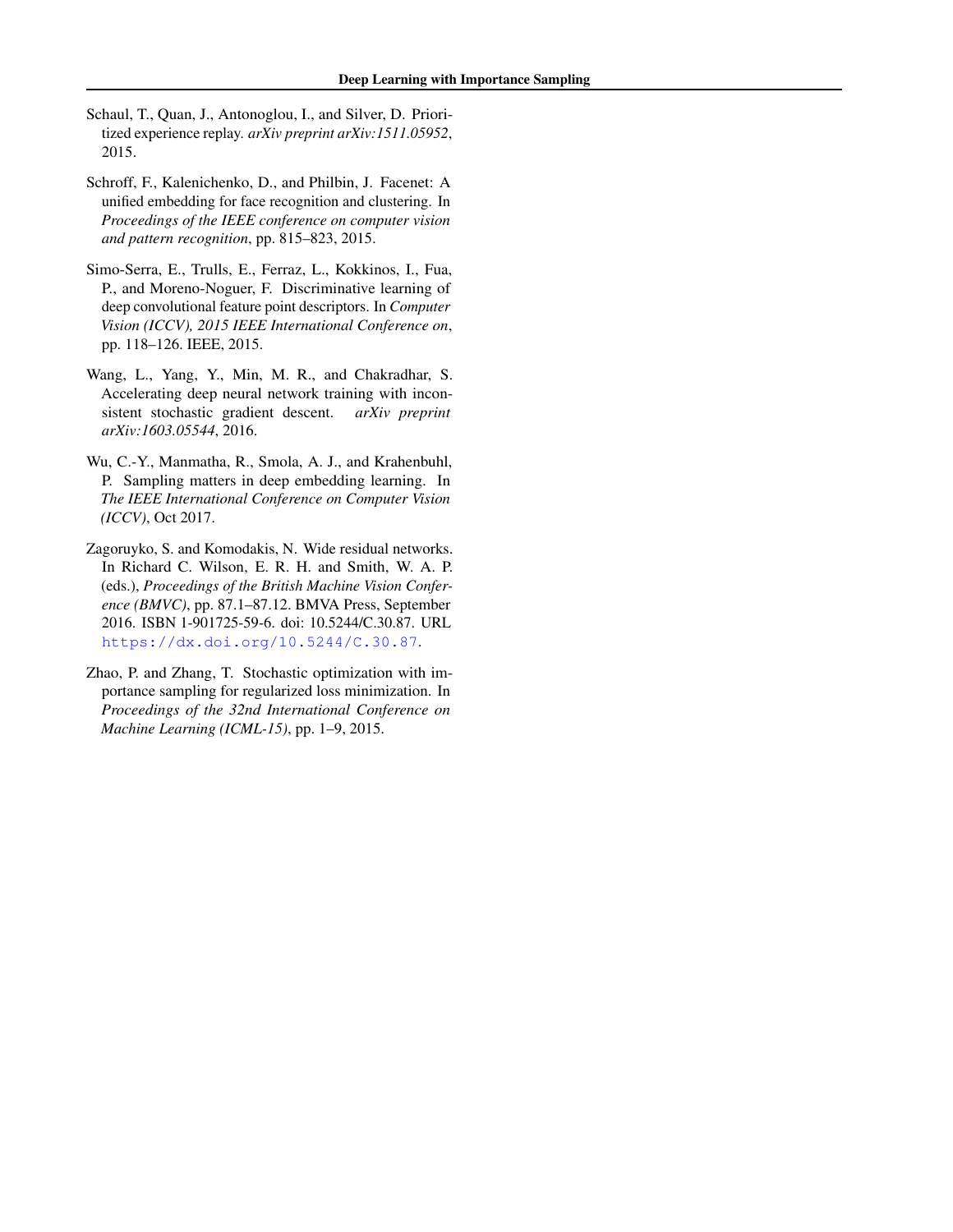Schaul, T., Quan, J., Antonoglou, I., and Silver, D. Prioritized experience replay. *arXiv preprint arXiv:1511.05952*, 2015.

Schroff, F., Kalenichenko, D., and Philbin, J. Facenet: A unified embedding for face recognition and clustering. In *Proceedings of the IEEE conference on computer vision and pattern recognition*, pp. 815–823, 2015.

Simo-Serra, E., Trulls, E., Ferraz, L., Kokkinos, I., Fua, P., and Moreno-Noguer, F. Discriminative learning of deep convolutional feature point descriptors. In *Computer Vision (ICCV), 2015 IEEE International Conference on*, pp. 118–126. IEEE, 2015.

Wang, L., Yang, Y., Min, M. R., and Chakradhar, S. Accelerating deep neural network training with inconsistent stochastic gradient descent. *arXiv preprint arXiv:1603.05544*, 2016.

Wu, C.-Y., Manmatha, R., Smola, A. J., and Krahenbuhl, P. Sampling matters in deep embedding learning. In *The IEEE International Conference on Computer Vision (ICCV)*, Oct 2017.

Zagoruyko, S. and Komodakis, N. Wide residual networks. In Richard C. Wilson, E. R. H. and Smith, W. A. P. (eds.), *Proceedings of the British Machine Vision Conference (BMVC)*, pp. 87.1–87.12. BMVA Press, September 2016. ISBN 1-901725-59-6. doi: 10.5244/C.30.87. URL https://dx.doi.org/10.5244/C.30.87.

Zhao, P. and Zhang, T. Stochastic optimization with importance sampling for regularized loss minimization. In *Proceedings of the 32nd International Conference on Machine Learning (ICML-15)*, pp. 1–9, 2015.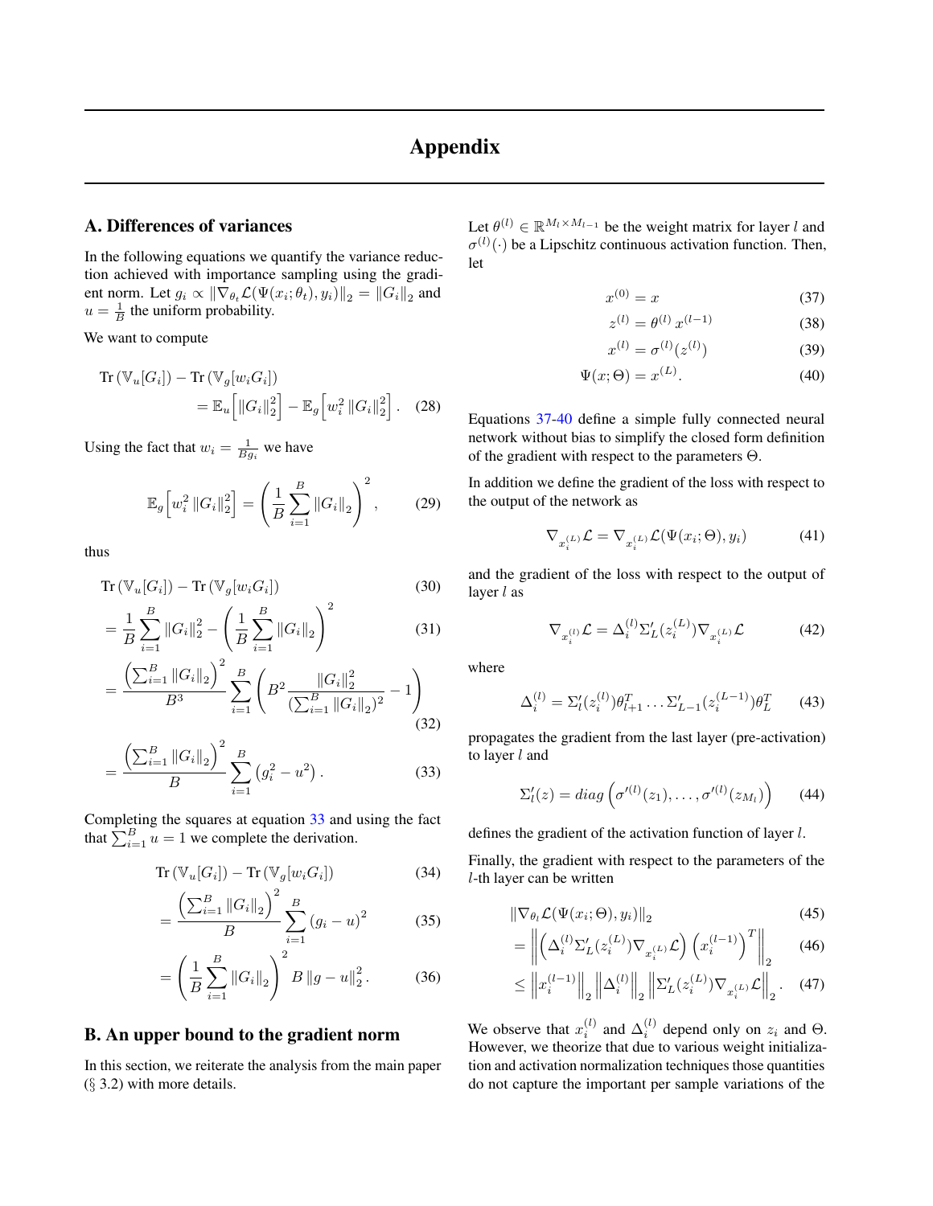# Appendix

## A. Differences of variances

In the following equations we quantify the variance reduction achieved with importance sampling using the gradient norm. Let $g_i \propto \|\nabla_{\theta_t} \mathcal{L}(\Psi(x_i; \theta_t), y_i)\|_2 = \|G_i\|_2$ and $u = \frac{1}{B}$ the uniform probability.

We want to compute

$$
\begin{aligned}
&\mathrm{Tr}\left(\mathbb{V}_u[G_i]\right) - \mathrm{Tr}\left(\mathbb{V}_g[w_i G_i]\right) \\
&\quad = \mathbb{E}_u\left[\|G_i\|_2^2\right] - \mathbb{E}_g\left[w_i^2 \|G_i\|_2^2\right]. \qquad (28)
\end{aligned}
$$

Using the fact that $w_i = \frac{1}{B g_i}$ we have

$$
\mathbb{E}_g\left[w_i^2 \|G_i\|_2^2\right] = \left(\frac{1}{B}\sum_{i=1}^{B} \|G_i\|_2\right)^2, \qquad (29)
$$

thus

$$
\begin{aligned}
&\mathrm{Tr}\left(\mathbb{V}_u[G_i]\right) - \mathrm{Tr}\left(\mathbb{V}_g[w_i G_i]\right) && (30)\\
&= \frac{1}{B}\sum_{i=1}^{B} \|G_i\|_2^2 - \left(\frac{1}{B}\sum_{i=1}^{B} \|G_i\|_2\right)^2 && (31)\\
&= \frac{\left(\sum_{i=1}^{B} \|G_i\|_2\right)^2}{B^3} \sum_{i=1}^{B} \left(B^2 \frac{\|G_i\|_2^2}{\left(\sum_{i=1}^{B} \|G_i\|_2\right)^2} - 1\right) && (32)\\
&= \frac{\left(\sum_{i=1}^{B} \|G_i\|_2\right)^2}{B} \sum_{i=1}^{B} \left(g_i^2 - u^2\right). && (33)
\end{aligned}
$$

Completing the squares at equation 33 and using the fact that $\sum_{i=1}^{B} u = 1$ we complete the derivation.

$$
\begin{aligned}
&\mathrm{Tr}\left(\mathbb{V}_u[G_i]\right) - \mathrm{Tr}\left(\mathbb{V}_g[w_i G_i]\right) && (34)\\
&= \frac{\left(\sum_{i=1}^{B} \|G_i\|_2\right)^2}{B} \sum_{i=1}^{B} \left(g_i - u\right)^2 && (35)\\
&= \left(\frac{1}{B}\sum_{i=1}^{B} \|G_i\|_2\right)^2 B \, \|g - u\|_2^2. && (36)
\end{aligned}
$$

## B. An upper bound to the gradient norm

In this section, we reiterate the analysis from the main paper (§ 3.2) with more details.

Let $\theta^{(l)} \in \mathbb{R}^{M_l \times M_{l-1}}$ be the weight matrix for layer $l$ and $\sigma^{(l)}(\cdot)$ be a Lipschitz continuous activation function. Then, let

$$
\begin{aligned}
x^{(0)} &= x && (37)\\
z^{(l)} &= \theta^{(l)} \, x^{(l-1)} && (38)\\
x^{(l)} &= \sigma^{(l)}(z^{(l)}) && (39)\\
\Psi(x; \Theta) &= x^{(L)}. && (40)
\end{aligned}
$$

Equations 37-40 define a simple fully connected neural network without bias to simplify the closed form definition of the gradient with respect to the parameters $\Theta$.

In addition we define the gradient of the loss with respect to the output of the network as

$$
\nabla_{x_i^{(L)}} \mathcal{L} = \nabla_{x_i^{(L)}} \mathcal{L}(\Psi(x_i; \Theta), y_i) \qquad (41)
$$

and the gradient of the loss with respect to the output of layer $l$ as

$$
\nabla_{x_i^{(l)}} \mathcal{L} = \Delta_i^{(l)} \Sigma_L'(z_i^{(L)}) \nabla_{x_i^{(L)}} \mathcal{L} \qquad (42)
$$

where

$$
\Delta_i^{(l)} = \Sigma_l'(z_i^{(l)}) \theta_{l+1}^T \ldots \Sigma_{L-1}'(z_i^{(L-1)}) \theta_L^T \qquad (43)
$$

propagates the gradient from the last layer (pre-activation) to layer $l$ and

$$
\Sigma_l'(z) = diag\left(\sigma'^{(l)}(z_1), \ldots, \sigma'^{(l)}(z_{M_l})\right) \qquad (44)
$$

defines the gradient of the activation function of layer $l$.

Finally, the gradient with respect to the parameters of the $l$-th layer can be written

$$
\begin{aligned}
&\|\nabla_{\theta_l} \mathcal{L}(\Psi(x_i; \Theta), y_i)\|_2 && (45)\\
&= \left\| \left(\Delta_i^{(l)} \Sigma_L'(z_i^{(L)}) \nabla_{x_i^{(L)}} \mathcal{L}\right) \left(x_i^{(l-1)}\right)^T \right\|_2 && (46)\\
&\leq \left\| x_i^{(l-1)} \right\|_2 \left\| \Delta_i^{(l)} \right\|_2 \left\| \Sigma_L'(z_i^{(L)}) \nabla_{x_i^{(L)}} \mathcal{L} \right\|_2. && (47)
\end{aligned}
$$

We observe that $x_i^{(l)}$ and $\Delta_i^{(l)}$ depend only on $z_i$ and $\Theta$. However, we theorize that due to various weight initialization and activation normalization techniques those quantities do not capture the important per sample variations of the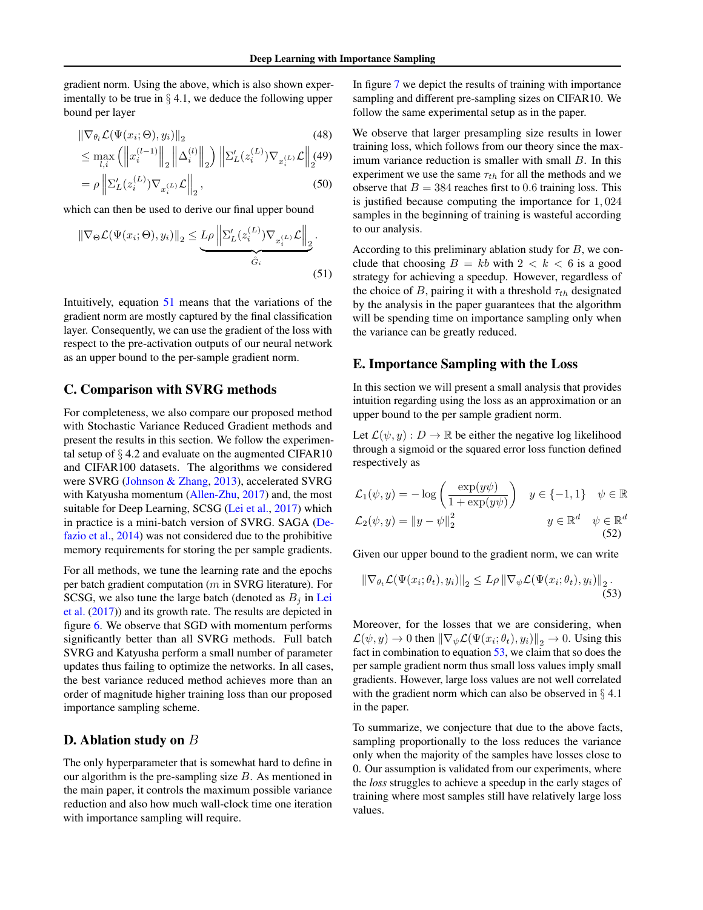gradient norm. Using the above, which is also shown experimentally to be true in § 4.1, we deduce the following upper bound per layer

$$
\begin{aligned}
&\left\|\nabla_{\theta_l} \mathcal{L}(\Psi(x_i; \Theta), y_i)\right\|_2 &(48)\\
&\leq \max_{l,i} \left( \left\|x_i^{(l-1)}\right\|_2 \left\|\Delta_i^{(l)}\right\|_2 \right) \left\|\Sigma_L'(z_i^{(L)}) \nabla_{x_i^{(L)}} \mathcal{L}\right\|_2 &(49)\\
&= \rho \left\|\Sigma_L'(z_i^{(L)}) \nabla_{x_i^{(L)}} \mathcal{L}\right\|_2, &(50)
\end{aligned}
$$

which can then be used to derive our final upper bound

$$
\left\|\nabla_{\Theta} \mathcal{L}(\Psi(x_i; \Theta), y_i)\right\|_2 \leq \underbrace{L\rho \left\|\Sigma_L'(z_i^{(L)}) \nabla_{x_i^{(L)}} \mathcal{L}\right\|_2}_{\hat{G}_i}. \tag{51}
$$

Intuitively, equation 51 means that the variations of the gradient norm are mostly captured by the final classification layer. Consequently, we can use the gradient of the loss with respect to the pre-activation outputs of our neural network as an upper bound to the per-sample gradient norm.

## C. Comparison with SVRG methods

For completeness, we also compare our proposed method with Stochastic Variance Reduced Gradient methods and present the results in this section. We follow the experimental setup of § 4.2 and evaluate on the augmented CIFAR10 and CIFAR100 datasets. The algorithms we considered were SVRG (Johnson & Zhang, 2013), accelerated SVRG with Katyusha momentum (Allen-Zhu, 2017) and, the most suitable for Deep Learning, SCSG (Lei et al., 2017) which in practice is a mini-batch version of SVRG. SAGA (Defazio et al., 2014) was not considered due to the prohibitive memory requirements for storing the per sample gradients.

For all methods, we tune the learning rate and the epochs per batch gradient computation ($m$ in SVRG literature). For SCSG, we also tune the large batch (denoted as $B_j$ in Lei et al. (2017)) and its growth rate. The results are depicted in figure 6. We observe that SGD with momentum performs significantly better than all SVRG methods. Full batch SVRG and Katyusha perform a small number of parameter updates thus failing to optimize the networks. In all cases, the best variance reduced method achieves more than an order of magnitude higher training loss than our proposed importance sampling scheme.

## D. Ablation study on $B$

The only hyperparameter that is somewhat hard to define in our algorithm is the pre-sampling size $B$. As mentioned in the main paper, it controls the maximum possible variance reduction and also how much wall-clock time one iteration with importance sampling will require.

In figure 7 we depict the results of training with importance sampling and different pre-sampling sizes on CIFAR10. We follow the same experimental setup as in the paper.

We observe that larger presampling size results in lower training loss, which follows from our theory since the maximum variance reduction is smaller with small $B$. In this experiment we use the same $\tau_{th}$ for all the methods and we observe that $B = 384$ reaches first to 0.6 training loss. This is justified because computing the importance for 1,024 samples in the beginning of training is wasteful according to our analysis.

According to this preliminary ablation study for $B$, we conclude that choosing $B = kb$ with $2 < k < 6$ is a good strategy for achieving a speedup. However, regardless of the choice of $B$, pairing it with a threshold $\tau_{th}$ designated by the analysis in the paper guarantees that the algorithm will be spending time on importance sampling only when the variance can be greatly reduced.

## E. Importance Sampling with the Loss

In this section we will present a small analysis that provides intuition regarding using the loss as an approximation or an upper bound to the per sample gradient norm.

Let $\mathcal{L}(\psi, y) : D \to \mathbb{R}$ be either the negative log likelihood through a sigmoid or the squared error loss function defined respectively as

$$
\begin{aligned}
\mathcal{L}_1(\psi, y) &= -\log\left(\frac{\exp(y\psi)}{1 + \exp(y\psi)}\right) \quad & y \in \{-1, 1\} \quad \psi \in \mathbb{R} \\
\mathcal{L}_2(\psi, y) &= \|y - \psi\|_2^2 \quad & y \in \mathbb{R}^d \quad \psi \in \mathbb{R}^d
\end{aligned}
\tag{52}
$$

Given our upper bound to the gradient norm, we can write

$$
\left\|\nabla_{\theta_t} \mathcal{L}(\Psi(x_i; \theta_t), y_i)\right\|_2 \leq L\rho \left\|\nabla_{\psi} \mathcal{L}(\Psi(x_i; \theta_t), y_i)\right\|_2. \tag{53}
$$

Moreover, for the losses that we are considering, when $\mathcal{L}(\psi, y) \to 0$ then $\left\|\nabla_{\psi} \mathcal{L}(\Psi(x_i; \theta_t), y_i)\right\|_2 \to 0$. Using this fact in combination to equation 53, we claim that so does the per sample gradient norm thus small loss values imply small gradients. However, large loss values are not well correlated with the gradient norm which can also be observed in § 4.1 in the paper.

To summarize, we conjecture that due to the above facts, sampling proportionally to the loss reduces the variance only when the majority of the samples have losses close to 0. Our assumption is validated from our experiments, where the *loss* struggles to achieve a speedup in the early stages of training where most samples still have relatively large loss values.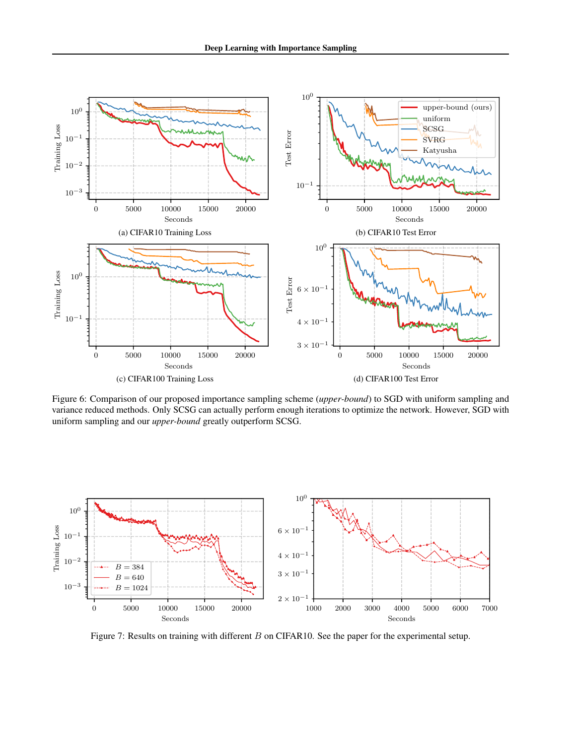Training Loss

$10^0$

$10^{-1}$

$10^{-2}$

$10^{-3}$

0 5000 10000 15000 20000

Seconds

(a) CIFAR10 Training Loss

Test Error

$10^0$

$10^{-1}$

0 5000 10000 15000 20000

Seconds

upper-bound (ours)

uniform

SCSG

SVRG

Katyusha

(b) CIFAR10 Test Error

Training Loss

$10^0$

$10^{-1}$

0 5000 10000 15000 20000

Seconds

(c) CIFAR100 Training Loss

Test Error

$10^0$

$6 \times 10^{-1}$

$4 \times 10^{-1}$

$3 \times 10^{-1}$

0 5000 10000 15000 20000

Seconds

(d) CIFAR100 Test Error

Figure 6: Comparison of our proposed importance sampling scheme (*upper-bound*) to SGD with uniform sampling and variance reduced methods. Only SCSG can actually perform enough iterations to optimize the network. However, SGD with uniform sampling and our *upper-bound* greatly outperform SCSG.

Training Loss

$10^0$

$10^{-1}$

$10^{-2}$

$10^{-3}$

0 5000 10000 15000 20000

Seconds

$B = 384$

$B = 640$

$B = 1024$

$10^0$

$6 \times 10^{-1}$

$4 \times 10^{-1}$

$3 \times 10^{-1}$

$2 \times 10^{-1}$

1000 2000 3000 4000 5000 6000 7000

Seconds

Figure 7: Results on training with different $B$ on CIFAR10. See the paper for the experimental setup.